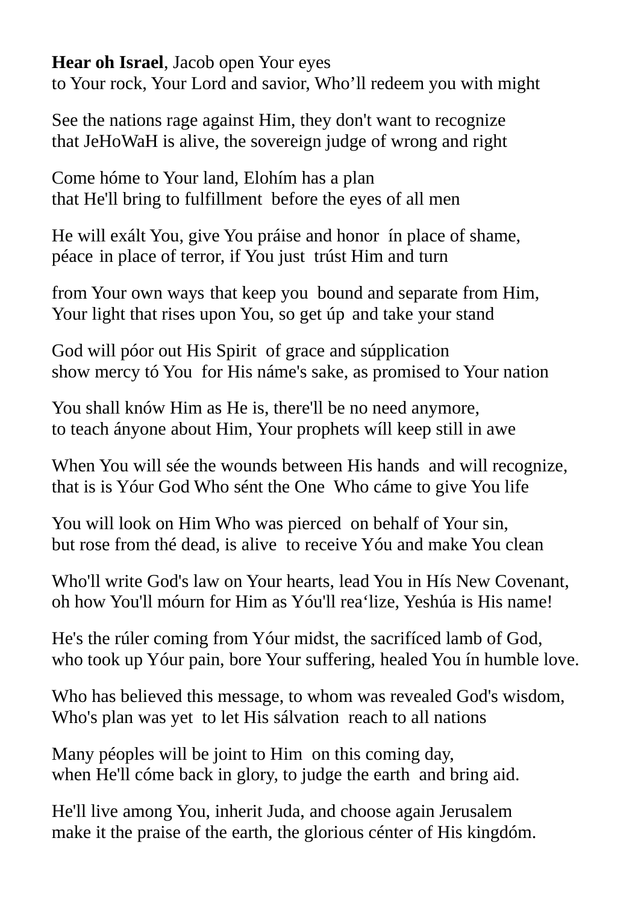**Hear oh Israel**, Jacob open Your eyes
to Your rock, Your Lord and savior, Who'll redeem you with might

See the nations rage against Him, they don't want to recognize
that JeHoWaH is alive, the sovereign judge of wrong and right

Come hóme to Your land, Elohím has a plan
that He'll bring to fulfillment before the eyes of all men

He will exált You, give You práise and honor ín place of shame,
péace in place of terror, if You just trúst Him and turn

from Your own ways that keep you bound and separate from Him,
Your light that rises upon You, so get úp and take your stand

God will póor out His Spirit of grace and súpplication
show mercy tó You for His náme's sake, as promised to Your nation

You shall knów Him as He is, there'll be no need anymore,
to teach ányone about Him, Your prophets wíll keep still in awe

When You will sée the wounds between His hands and will recognize,
that is is Yóur God Who sént the One Who cáme to give You life

You will look on Him Who was pierced on behalf of Your sin,
but rose from thé dead, is alive to receive Yóu and make You clean

Who'll write God's law on Your hearts, lead You in Hís New Covenant,
oh how You'll móurn for Him as Yóu'll rea'lize, Yeshúa is His name!

He's the rúler coming from Yóur midst, the sacrifíced lamb of God,
who took up Yóur pain, bore Your suffering, healed You ín humble love.

Who has believed this message, to whom was revealed God's wisdom,
Who's plan was yet to let His sálvation reach to all nations

Many péoples will be joint to Him on this coming day,
when He'll cóme back in glory, to judge the earth and bring aid.

He'll live among You, inherit Juda, and choose again Jerusalem
make it the praise of the earth, the glorious cénter of His kingdóm.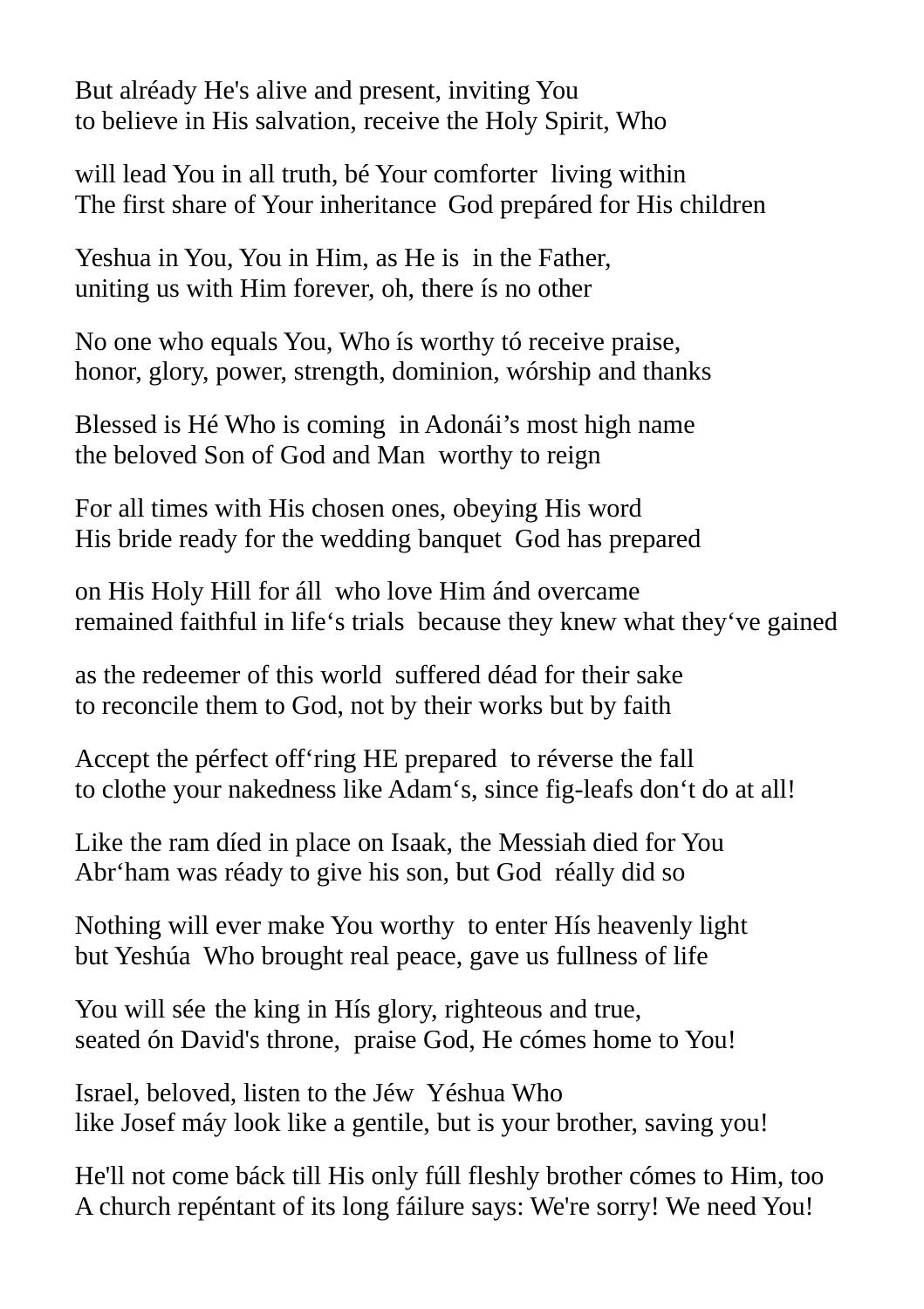But alréady He's alive and present, inviting You  
to believe in His salvation, receive the Holy Spirit, Who

will lead You in all truth, bé Your comforter  living within  
The first share of Your inheritance  God prepáred for His children

Yeshua in You, You in Him, as He is  in the Father,  
uniting us with Him forever, oh, there ís no other

No one who equals You, Who ís worthy tó receive praise,  
honor, glory, power, strength, dominion, wórship and thanks

Blessed is Hé Who is coming  in Adonái’s most high name  
the beloved Son of God and Man  worthy to reign

For all times with His chosen ones, obeying His word  
His bride ready for the wedding banquet  God has prepared

on His Holy Hill for áll  who love Him ánd overcame  
remained faithful in life‘s trials  because they knew what they‘ve gained

as the redeemer of this world  suffered déad for their sake  
to reconcile them to God, not by their works but by faith

Accept the pérfect off‘ring HE prepared  to réverse the fall  
to clothe your nakedness like Adam‘s, since fig-leafs don‘t do at all!

Like the ram díed in place on Isaak, the Messiah died for You  
Abr‘ham was réady to give his son, but God  réally did so

Nothing will ever make You worthy  to enter Hís heavenly light  
but Yeshúa  Who brought real peace, gave us fullness of life

You will sée the king in Hís glory, righteous and true,  
seated ón David's throne,  praise God, He cómes home to You!

Israel, beloved, listen to the Jéw  Yéshua Who  
like Josef máy look like a gentile, but is your brother, saving you!

He'll not come báck till His only fúll fleshly brother cómes to Him, too  
A church repéntant of its long fáilure says: We're sorry! We need You!